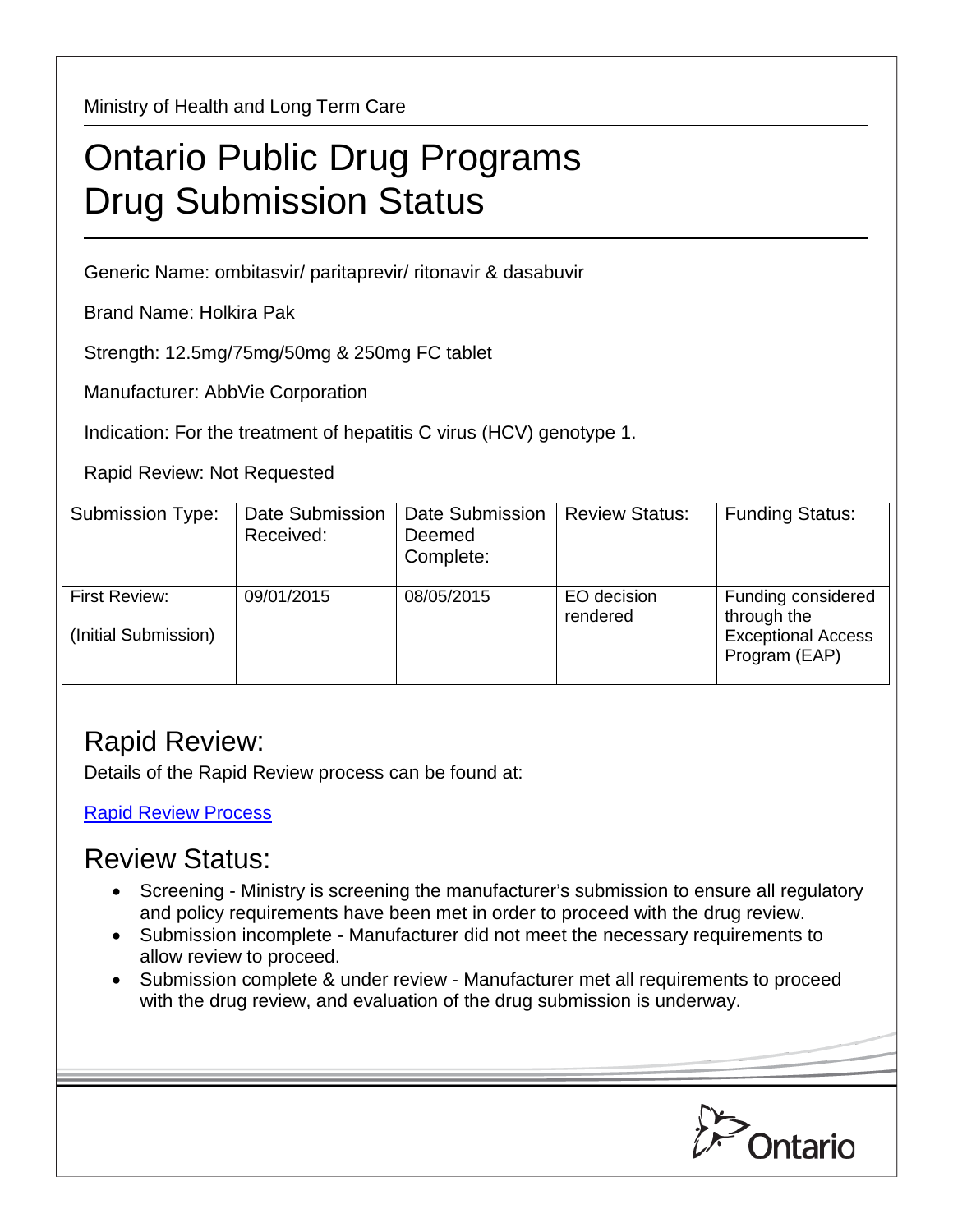Ministry of Health and Long Term Care

# Ontario Public Drug Programs
# Drug Submission Status

Generic Name: ombitasvir/ paritaprevir/ ritonavir & dasabuvir

Brand Name: Holkira Pak

Strength: 12.5mg/75mg/50mg & 250mg FC tablet

Manufacturer: AbbVie Corporation

Indication: For the treatment of hepatitis C virus (HCV) genotype 1.

Rapid Review: Not Requested

| Submission Type: | Date Submission Received: | Date Submission Deemed Complete: | Review Status: | Funding Status: |
|---|---|---|---|---|
| First Review: (Initial Submission) | 09/01/2015 | 08/05/2015 | EO decision rendered | Funding considered through the Exceptional Access Program (EAP) |

## Rapid Review:

Details of the Rapid Review process can be found at:

Rapid Review Process

## Review Status:

- Screening - Ministry is screening the manufacturer's submission to ensure all regulatory and policy requirements have been met in order to proceed with the drug review.
- Submission incomplete - Manufacturer did not meet the necessary requirements to allow review to proceed.
- Submission complete & under review - Manufacturer met all requirements to proceed with the drug review, and evaluation of the drug submission is underway.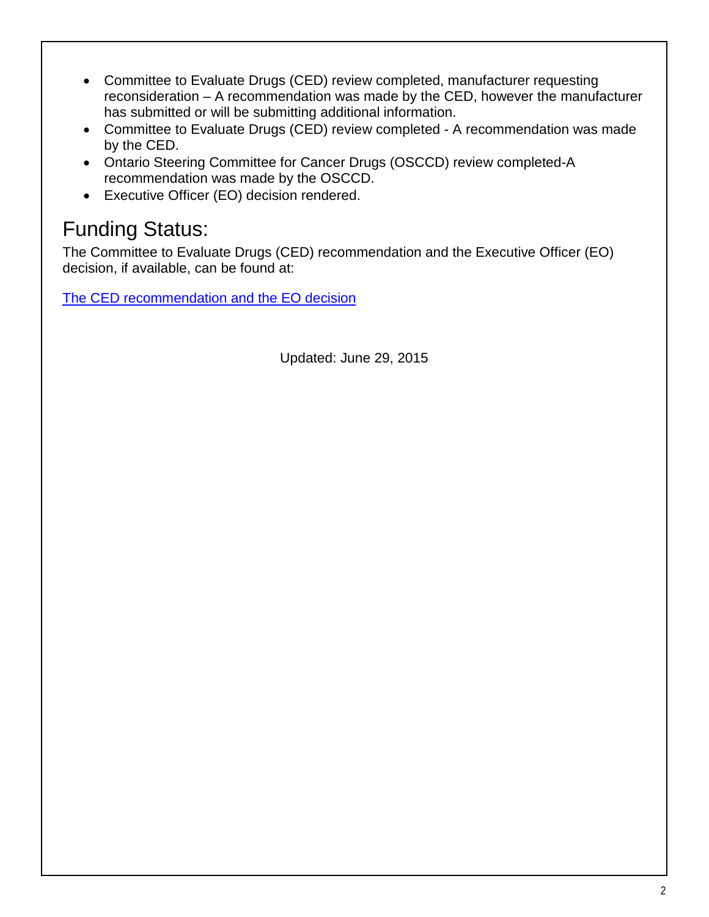- Committee to Evaluate Drugs (CED) review completed, manufacturer requesting reconsideration – A recommendation was made by the CED, however the manufacturer has submitted or will be submitting additional information.
- Committee to Evaluate Drugs (CED) review completed - A recommendation was made by the CED.
- Ontario Steering Committee for Cancer Drugs (OSCCD) review completed-A recommendation was made by the OSCCD.
- Executive Officer (EO) decision rendered.

## Funding Status:

The Committee to Evaluate Drugs (CED) recommendation and the Executive Officer (EO) decision, if available, can be found at:

The CED recommendation and the EO decision

Updated: June 29, 2015